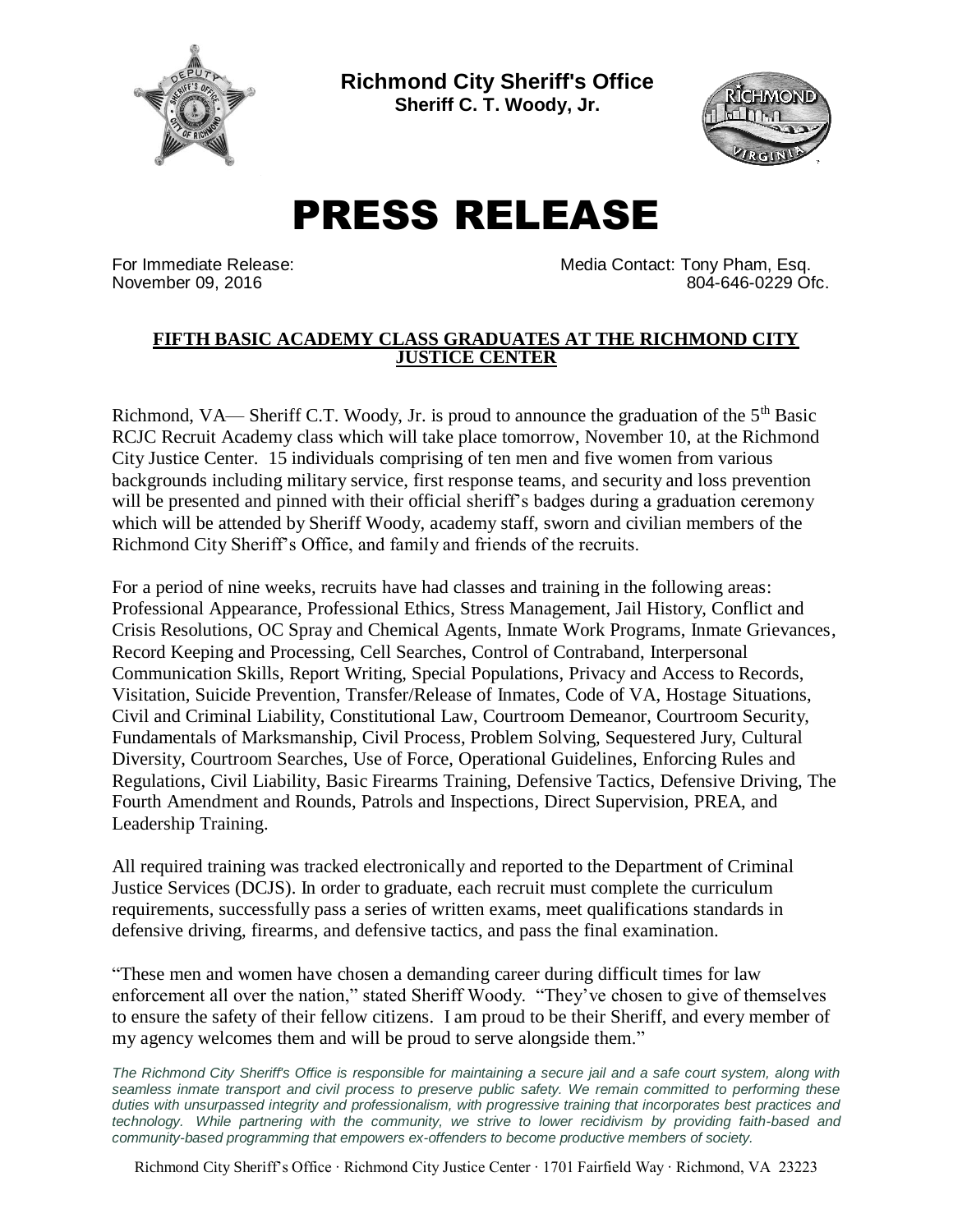**Richmond City Sheriff's Office**
**Sheriff C. T. Woody, Jr.**

# PRESS RELEASE

For Immediate Release:
November 09, 2016

Media Contact: Tony Pham, Esq.
804-646-0229 Ofc.

## FIFTH BASIC ACADEMY CLASS GRADUATES AT THE RICHMOND CITY JUSTICE CENTER

Richmond, VA— Sheriff C.T. Woody, Jr. is proud to announce the graduation of the 5th Basic RCJC Recruit Academy class which will take place tomorrow, November 10, at the Richmond City Justice Center. 15 individuals comprising of ten men and five women from various backgrounds including military service, first response teams, and security and loss prevention will be presented and pinned with their official sheriff's badges during a graduation ceremony which will be attended by Sheriff Woody, academy staff, sworn and civilian members of the Richmond City Sheriff's Office, and family and friends of the recruits.

For a period of nine weeks, recruits have had classes and training in the following areas: Professional Appearance, Professional Ethics, Stress Management, Jail History, Conflict and Crisis Resolutions, OC Spray and Chemical Agents, Inmate Work Programs, Inmate Grievances, Record Keeping and Processing, Cell Searches, Control of Contraband, Interpersonal Communication Skills, Report Writing, Special Populations, Privacy and Access to Records, Visitation, Suicide Prevention, Transfer/Release of Inmates, Code of VA, Hostage Situations, Civil and Criminal Liability, Constitutional Law, Courtroom Demeanor, Courtroom Security, Fundamentals of Marksmanship, Civil Process, Problem Solving, Sequestered Jury, Cultural Diversity, Courtroom Searches, Use of Force, Operational Guidelines, Enforcing Rules and Regulations, Civil Liability, Basic Firearms Training, Defensive Tactics, Defensive Driving, The Fourth Amendment and Rounds, Patrols and Inspections, Direct Supervision, PREA, and Leadership Training.

All required training was tracked electronically and reported to the Department of Criminal Justice Services (DCJS). In order to graduate, each recruit must complete the curriculum requirements, successfully pass a series of written exams, meet qualifications standards in defensive driving, firearms, and defensive tactics, and pass the final examination.

"These men and women have chosen a demanding career during difficult times for law enforcement all over the nation," stated Sheriff Woody. "They've chosen to give of themselves to ensure the safety of their fellow citizens. I am proud to be their Sheriff, and every member of my agency welcomes them and will be proud to serve alongside them."

*The Richmond City Sheriff's Office is responsible for maintaining a secure jail and a safe court system, along with seamless inmate transport and civil process to preserve public safety. We remain committed to performing these duties with unsurpassed integrity and professionalism, with progressive training that incorporates best practices and technology. While partnering with the community, we strive to lower recidivism by providing faith-based and community-based programming that empowers ex-offenders to become productive members of society.*

Richmond City Sheriff's Office · Richmond City Justice Center · 1701 Fairfield Way · Richmond, VA 23223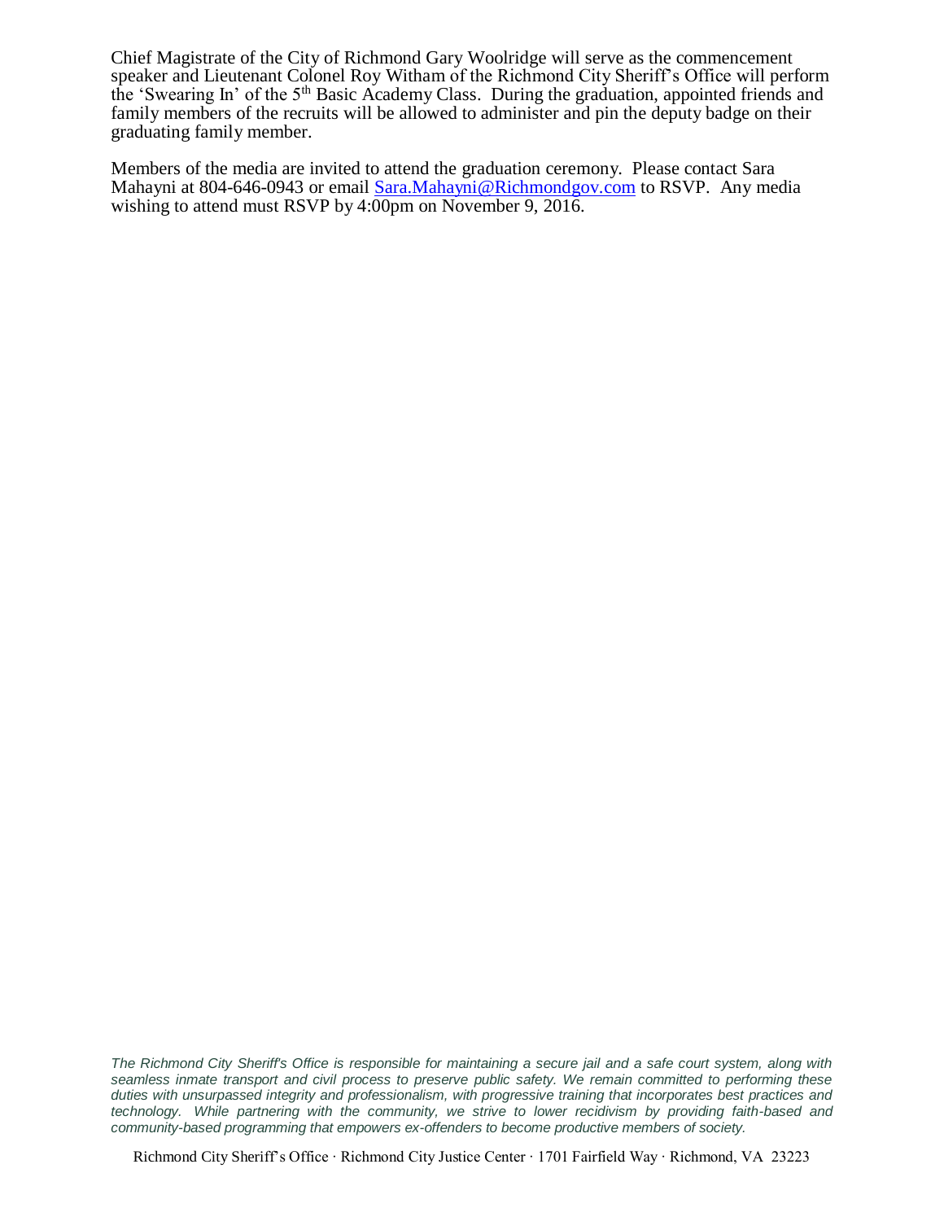Chief Magistrate of the City of Richmond Gary Woolridge will serve as the commencement speaker and Lieutenant Colonel Roy Witham of the Richmond City Sheriff's Office will perform the 'Swearing In' of the 5th Basic Academy Class. During the graduation, appointed friends and family members of the recruits will be allowed to administer and pin the deputy badge on their graduating family member.

Members of the media are invited to attend the graduation ceremony. Please contact Sara Mahayni at 804-646-0943 or email Sara.Mahayni@Richmondgov.com to RSVP. Any media wishing to attend must RSVP by 4:00pm on November 9, 2016.

*The Richmond City Sheriff's Office is responsible for maintaining a secure jail and a safe court system, along with seamless inmate transport and civil process to preserve public safety. We remain committed to performing these duties with unsurpassed integrity and professionalism, with progressive training that incorporates best practices and technology. While partnering with the community, we strive to lower recidivism by providing faith-based and community-based programming that empowers ex-offenders to become productive members of society.*

Richmond City Sheriff's Office · Richmond City Justice Center · 1701 Fairfield Way · Richmond, VA 23223